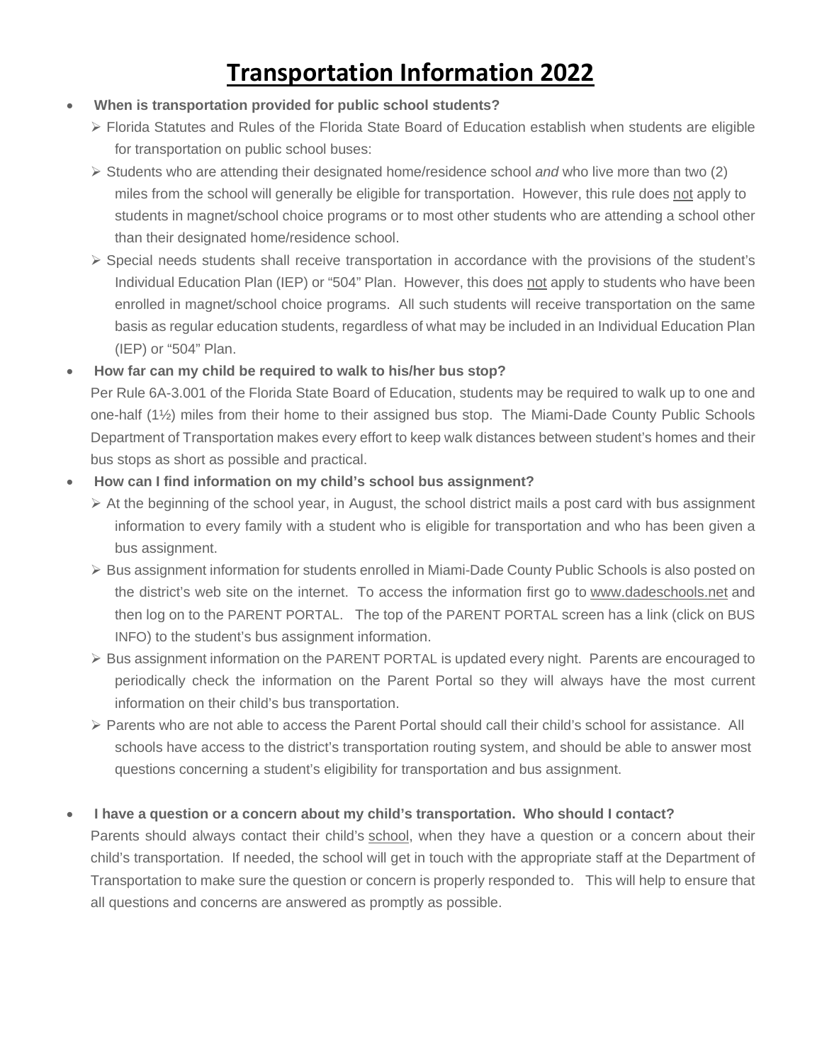# Transportation Information 2022

- **When is transportation provided for public school students?**
  - Florida Statutes and Rules of the Florida State Board of Education establish when students are eligible for transportation on public school buses:
  - Students who are attending their designated home/residence school *and* who live more than two (2) miles from the school will generally be eligible for transportation. However, this rule does not apply to students in magnet/school choice programs or to most other students who are attending a school other than their designated home/residence school.
  - Special needs students shall receive transportation in accordance with the provisions of the student's Individual Education Plan (IEP) or "504" Plan. However, this does not apply to students who have been enrolled in magnet/school choice programs. All such students will receive transportation on the same basis as regular education students, regardless of what may be included in an Individual Education Plan (IEP) or "504" Plan.

- **How far can my child be required to walk to his/her bus stop?**

  Per Rule 6A-3.001 of the Florida State Board of Education, students may be required to walk up to one and one-half (1½) miles from their home to their assigned bus stop. The Miami-Dade County Public Schools Department of Transportation makes every effort to keep walk distances between student's homes and their bus stops as short as possible and practical.

- **How can I find information on my child's school bus assignment?**
  - At the beginning of the school year, in August, the school district mails a post card with bus assignment information to every family with a student who is eligible for transportation and who has been given a bus assignment.
  - Bus assignment information for students enrolled in Miami-Dade County Public Schools is also posted on the district's web site on the internet. To access the information first go to www.dadeschools.net and then log on to the PARENT PORTAL. The top of the PARENT PORTAL screen has a link (click on BUS INFO) to the student's bus assignment information.
  - Bus assignment information on the PARENT PORTAL is updated every night. Parents are encouraged to periodically check the information on the Parent Portal so they will always have the most current information on their child's bus transportation.
  - Parents who are not able to access the Parent Portal should call their child's school for assistance. All schools have access to the district's transportation routing system, and should be able to answer most questions concerning a student's eligibility for transportation and bus assignment.

- **I have a question or a concern about my child's transportation. Who should I contact?**

  Parents should always contact their child's school, when they have a question or a concern about their child's transportation. If needed, the school will get in touch with the appropriate staff at the Department of Transportation to make sure the question or concern is properly responded to. This will help to ensure that all questions and concerns are answered as promptly as possible.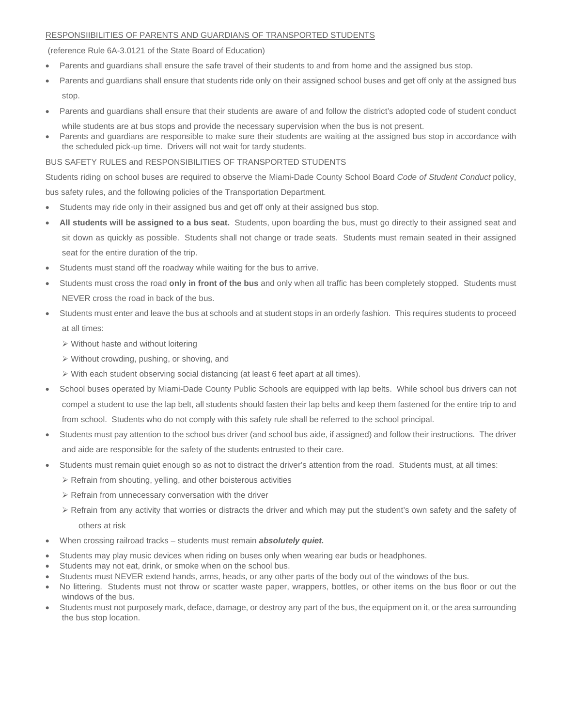RESPONSIIBILITIES OF PARENTS AND GUARDIANS OF TRANSPORTED STUDENTS

(reference Rule 6A-3.0121 of the State Board of Education)

- Parents and guardians shall ensure the safe travel of their students to and from home and the assigned bus stop.
- Parents and guardians shall ensure that students ride only on their assigned school buses and get off only at the assigned bus stop.
- Parents and guardians shall ensure that their students are aware of and follow the district's adopted code of student conduct while students are at bus stops and provide the necessary supervision when the bus is not present.
- Parents and guardians are responsible to make sure their students are waiting at the assigned bus stop in accordance with the scheduled pick-up time. Drivers will not wait for tardy students.

BUS SAFETY RULES and RESPONSIBILITIES OF TRANSPORTED STUDENTS

Students riding on school buses are required to observe the Miami-Dade County School Board *Code of Student Conduct* policy, bus safety rules, and the following policies of the Transportation Department.

- Students may ride only in their assigned bus and get off only at their assigned bus stop.
- **All students will be assigned to a bus seat.** Students, upon boarding the bus, must go directly to their assigned seat and sit down as quickly as possible. Students shall not change or trade seats. Students must remain seated in their assigned seat for the entire duration of the trip.
- Students must stand off the roadway while waiting for the bus to arrive.
- Students must cross the road **only in front of the bus** and only when all traffic has been completely stopped. Students must NEVER cross the road in back of the bus.
- Students must enter and leave the bus at schools and at student stops in an orderly fashion. This requires students to proceed at all times:
  - Without haste and without loitering
  - Without crowding, pushing, or shoving, and
  - With each student observing social distancing (at least 6 feet apart at all times).
- School buses operated by Miami-Dade County Public Schools are equipped with lap belts. While school bus drivers can not compel a student to use the lap belt, all students should fasten their lap belts and keep them fastened for the entire trip to and from school. Students who do not comply with this safety rule shall be referred to the school principal.
- Students must pay attention to the school bus driver (and school bus aide, if assigned) and follow their instructions. The driver and aide are responsible for the safety of the students entrusted to their care.
- Students must remain quiet enough so as not to distract the driver's attention from the road. Students must, at all times:
  - Refrain from shouting, yelling, and other boisterous activities
  - Refrain from unnecessary conversation with the driver
  - Refrain from any activity that worries or distracts the driver and which may put the student's own safety and the safety of others at risk
- When crossing railroad tracks – students must remain ***absolutely quiet.***
- Students may play music devices when riding on buses only when wearing ear buds or headphones.
- Students may not eat, drink, or smoke when on the school bus.
- Students must NEVER extend hands, arms, heads, or any other parts of the body out of the windows of the bus.
- No littering. Students must not throw or scatter waste paper, wrappers, bottles, or other items on the bus floor or out the windows of the bus.
- Students must not purposely mark, deface, damage, or destroy any part of the bus, the equipment on it, or the area surrounding the bus stop location.